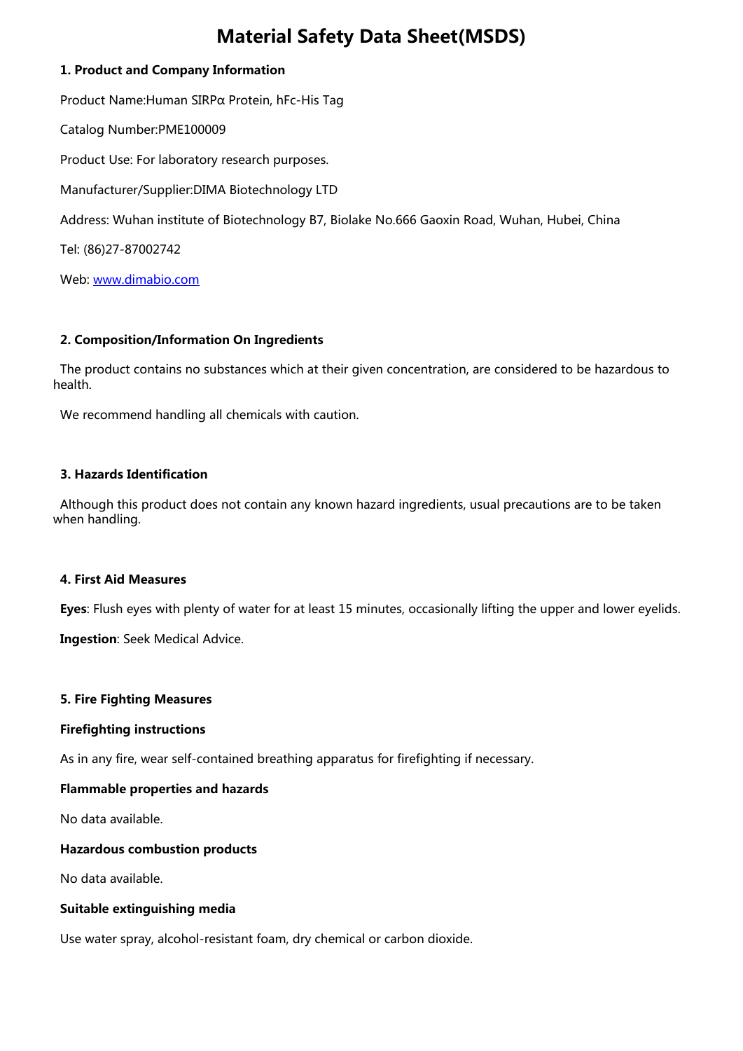# Material Safety Data Sheet(MSDS)

## 1. Product and Company Information

Product Name:Human SIRPα Protein, hFc-His Tag

Catalog Number:PME100009

Product Use: For laboratory research purposes.

Manufacturer/Supplier:DIMA Biotechnology LTD

Address: Wuhan institute of Biotechnology B7, Biolake No.666 Gaoxin Road, Wuhan, Hubei, China

Tel: (86)27-87002742

Web: [www.dimabio.com](http://www.dimabio.com)

## 2. Composition/Information On Ingredients

The product contains no substances which at their given concentration, are considered to be hazardous to health.

We recommend handling all chemicals with caution.

## 3. Hazards Identification

Although this product does not contain any known hazard ingredients, usual precautions are to be taken when handling.

## 4. First Aid Measures

**Eyes**: Flush eyes with plenty of water for at least 15 minutes, occasionally lifting the upper and lower eyelids.

**Ingestion**: Seek Medical Advice.

## 5. Fire Fighting Measures

**Firefighting instructions**

As in any fire, wear self-contained breathing apparatus for firefighting if necessary.

**Flammable properties and hazards**

No data available.

**Hazardous combustion products**

No data available.

**Suitable extinguishing media**

Use water spray, alcohol-resistant foam, dry chemical or carbon dioxide.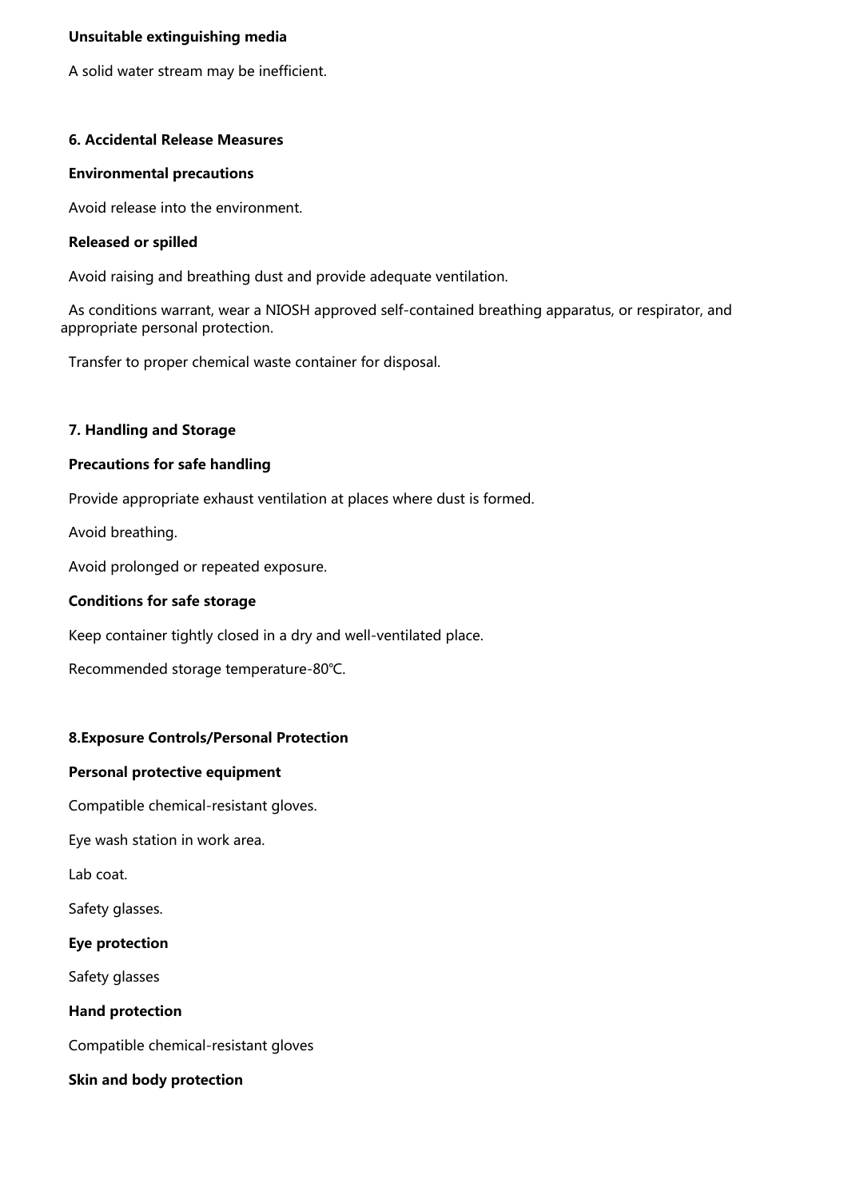**Unsuitable extinguishing media**

A solid water stream may be inefficient.

## 6. Accidental Release Measures

**Environmental precautions**

Avoid release into the environment.

**Released or spilled**

Avoid raising and breathing dust and provide adequate ventilation.

As conditions warrant, wear a NIOSH approved self-contained breathing apparatus, or respirator, and appropriate personal protection.

Transfer to proper chemical waste container for disposal.

## 7. Handling and Storage

**Precautions for safe handling**

Provide appropriate exhaust ventilation at places where dust is formed.

Avoid breathing.

Avoid prolonged or repeated exposure.

**Conditions for safe storage**

Keep container tightly closed in a dry and well-ventilated place.

Recommended storage temperature-80℃.

## 8.Exposure Controls/Personal Protection

**Personal protective equipment**

Compatible chemical-resistant gloves.

Eye wash station in work area.

Lab coat.

Safety glasses.

**Eye protection**

Safety glasses

**Hand protection**

Compatible chemical-resistant gloves

**Skin and body protection**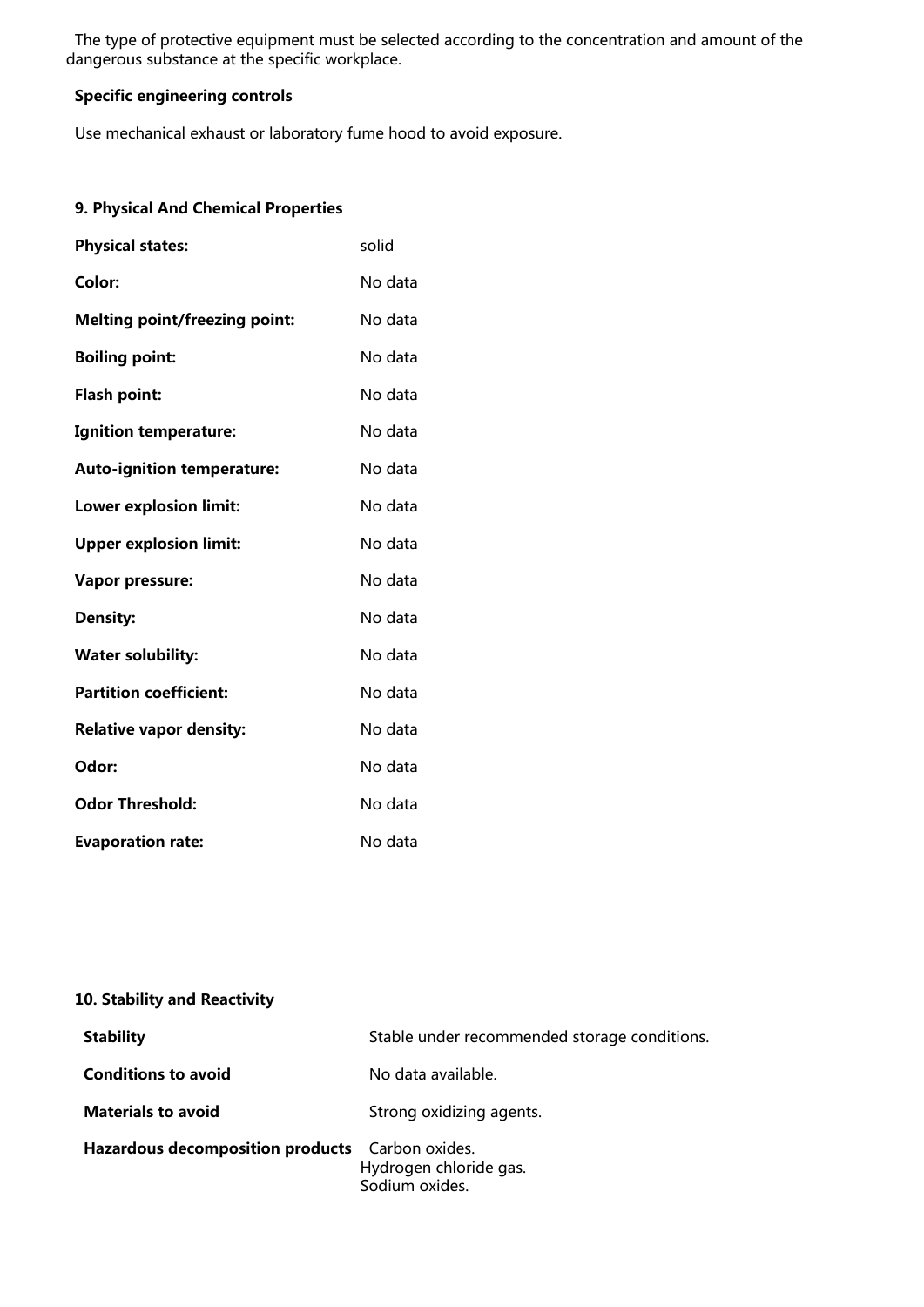The type of protective equipment must be selected according to the concentration and amount of the dangerous substance at the specific workplace.

**Specific engineering controls**

Use mechanical exhaust or laboratory fume hood to avoid exposure.

## 9. Physical And Chemical Properties

| | |
|---|---|
| **Physical states:** | solid |
| **Color:** | No data |
| **Melting point/freezing point:** | No data |
| **Boiling point:** | No data |
| **Flash point:** | No data |
| **Ignition temperature:** | No data |
| **Auto-ignition temperature:** | No data |
| **Lower explosion limit:** | No data |
| **Upper explosion limit:** | No data |
| **Vapor pressure:** | No data |
| **Density:** | No data |
| **Water solubility:** | No data |
| **Partition coefficient:** | No data |
| **Relative vapor density:** | No data |
| **Odor:** | No data |
| **Odor Threshold:** | No data |
| **Evaporation rate:** | No data |

## 10. Stability and Reactivity

| | |
|---|---|
| **Stability** | Stable under recommended storage conditions. |
| **Conditions to avoid** | No data available. |
| **Materials to avoid** | Strong oxidizing agents. |
| **Hazardous decomposition products** | Carbon oxides.<br>Hydrogen chloride gas.<br>Sodium oxides. |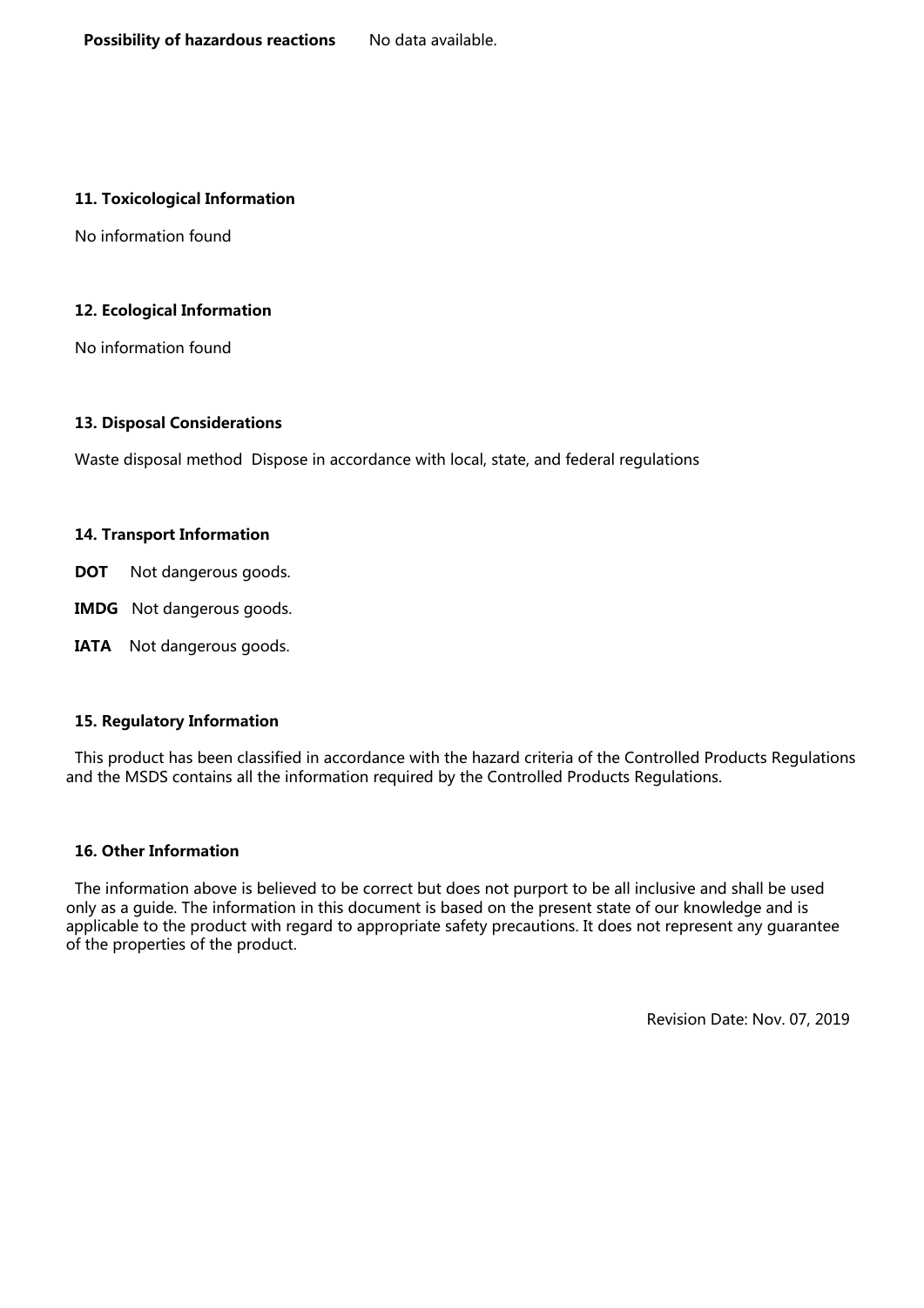**Possibility of hazardous reactions** No data available.

## 11. Toxicological Information

No information found

## 12. Ecological Information

No information found

## 13. Disposal Considerations

Waste disposal method Dispose in accordance with local, state, and federal regulations

## 14. Transport Information

**DOT** Not dangerous goods.

**IMDG** Not dangerous goods.

**IATA** Not dangerous goods.

## 15. Regulatory Information

This product has been classified in accordance with the hazard criteria of the Controlled Products Regulations and the MSDS contains all the information required by the Controlled Products Regulations.

## 16. Other Information

The information above is believed to be correct but does not purport to be all inclusive and shall be used only as a guide. The information in this document is based on the present state of our knowledge and is applicable to the product with regard to appropriate safety precautions. It does not represent any guarantee of the properties of the product.

Revision Date: Nov. 07, 2019